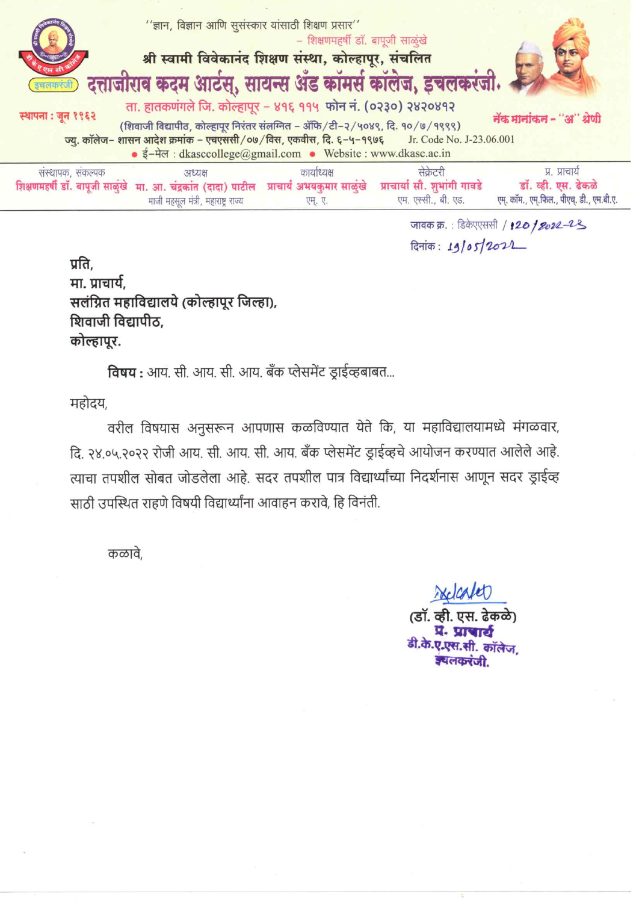"ज्ञान, विज्ञान आणि सुसंस्कार यांसाठी शिक्षण प्रसार"
– शिक्षणमहर्षी डॉ. बापूजी साळुंखे

श्री स्वामी विवेकानंद शिक्षण संस्था, कोल्हापूर, संचलित

# दत्ताजीराव कदम आर्टस्, सायन्स अँड कॉमर्स कॉलेज, इचलकरंजी.

इचलकरंजी

स्थापना : जून १९६२

ता. हातकणंगले जि. कोल्हापूर – ४१६ ११५ फोन नं. (०२३०) २४२०४१२

नॅक मानांकन – "अ" श्रेणी

(शिवाजी विद्यापीठ, कोल्हापूर निरंतर संलग्नित – ॲफि/टी–२/५०४९, दि. १०/७/१९९९)

ज्यु. कॉलेज– शासन आदेश क्रमांक – एचएससी/०७/विस, एकवीस, दि. ६–५–१९७६ Jr. Code No. J-23.06.001

• ई–मेल : dkasccollege@gmail.com • Website : www.dkasc.ac.in

| संस्थापक, संकल्पक | अध्यक्ष | कार्याध्यक्ष | सेक्रेटरी | प्र. प्राचार्य |
|---|---|---|---|---|
| शिक्षणमहर्षी डॉ. बापूजी साळुंखे | मा. आ. चंद्रकांत (दादा) पाटील | प्राचार्य अभयकुमार साळुंखे | प्राचार्या सौ. शुभांगी गावडे | डॉ. व्ही. एस. ढेकळे |
| | माजी महसूल मंत्री, महाराष्ट्र राज्य | एम्. ए. | एम. एस्सी., बी. एड. | एम्. कॉम., एम्.फिल., पीएच्. डी., एम.बी.ए. |

जावक क्र. : डिकेएएससी / 120/2022-23

दिनांक : 19/05/2022

प्रति,
मा. प्राचार्य,
सलंग्रित महाविद्यालये (कोल्हापूर जिल्हा),
शिवाजी विद्यापीठ,
कोल्हापूर.

**विषय :** आय. सी. आय. सी. आय. बँक प्लेसमेंट ड्राईव्हबाबत...

महोदय,

वरील विषयास अनुसरून आपणास कळविण्यात येते कि, या महाविद्यालयामध्ये मंगळवार, दि. २४.०५.२०२२ रोजी आय. सी. आय. सी. आय. बँक प्लेसमेंट ड्राईव्हचे आयोजन करण्यात आलेले आहे. त्याचा तपशील सोबत जोडलेला आहे. सदर तपशील पात्र विद्यार्थ्यांच्या निदर्शनास आणून सदर ड्राईव्ह साठी उपस्थित राहणे विषयी विद्यार्थ्यांना आवाहन करावे, हि विनंती.

कळावे,

(डॉ. व्ही. एस. ढेकळे)
प्र. प्राचार्य
डी.के.ए.एस.सी. कॉलेज,
इचलकरंजी.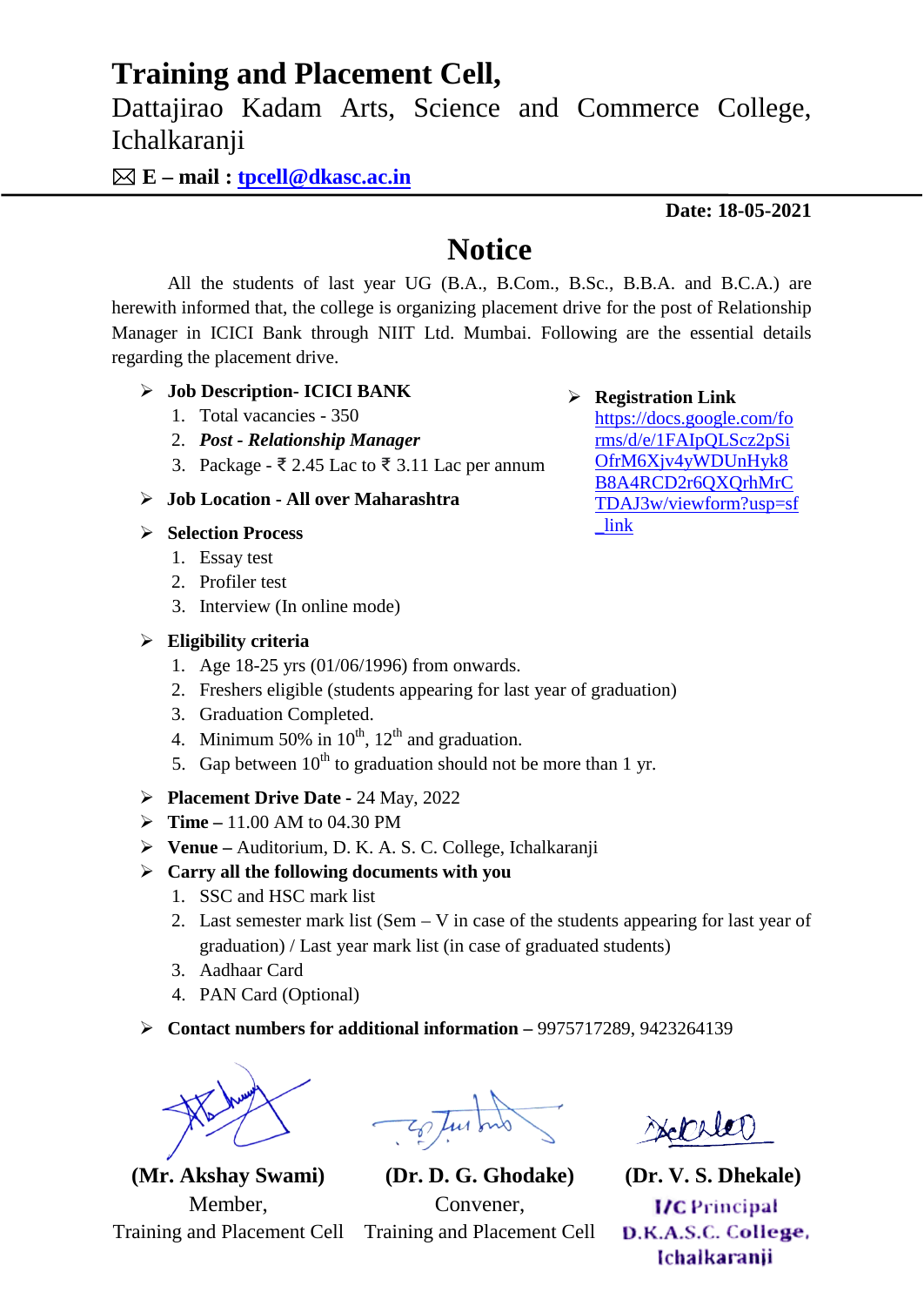# Training and Placement Cell,

Dattajirao Kadam Arts, Science and Commerce College, Ichalkaranji

✉ **E – mail : tpcell@dkasc.ac.in**

**Date: 18-05-2021**

## Notice

All the students of last year UG (B.A., B.Com., B.Sc., B.B.A. and B.C.A.) are herewith informed that, the college is organizing placement drive for the post of Relationship Manager in ICICI Bank through NIIT Ltd. Mumbai. Following are the essential details regarding the placement drive.

- **Job Description- ICICI BANK**
  1. Total vacancies - 350
  2. ***Post - Relationship Manager***
  3. Package - ₹ 2.45 Lac to ₹ 3.11 Lac per annum
- **Job Location - All over Maharashtra**
- **Selection Process**
  1. Essay test
  2. Profiler test
  3. Interview (In online mode)
- **Registration Link** https://docs.google.com/forms/d/e/1FAIpQLScz2pSiOfrM6Xjv4yWDUnHyk8B8A4RCD2r6QXQrhMrCTDAJ3w/viewform?usp=sf_link
- **Eligibility criteria**
  1. Age 18-25 yrs (01/06/1996) from onwards.
  2. Freshers eligible (students appearing for last year of graduation)
  3. Graduation Completed.
  4. Minimum 50% in 10th, 12th and graduation.
  5. Gap between 10th to graduation should not be more than 1 yr.
- **Placement Drive Date** - 24 May, 2022
- **Time –** 11.00 AM to 04.30 PM
- **Venue –** Auditorium, D. K. A. S. C. College, Ichalkaranji
- **Carry all the following documents with you**
  1. SSC and HSC mark list
  2. Last semester mark list (Sem – V in case of the students appearing for last year of graduation) / Last year mark list (in case of graduated students)
  3. Aadhaar Card
  4. PAN Card (Optional)
- **Contact numbers for additional information –** 9975717289, 9423264139

**(Mr. Akshay Swami)**
Member,
Training and Placement Cell

**(Dr. D. G. Ghodake)**
Convener,
Training and Placement Cell

**(Dr. V. S. Dhekale)**
I/C Principal
D.K.A.S.C. College,
Ichalkaranji